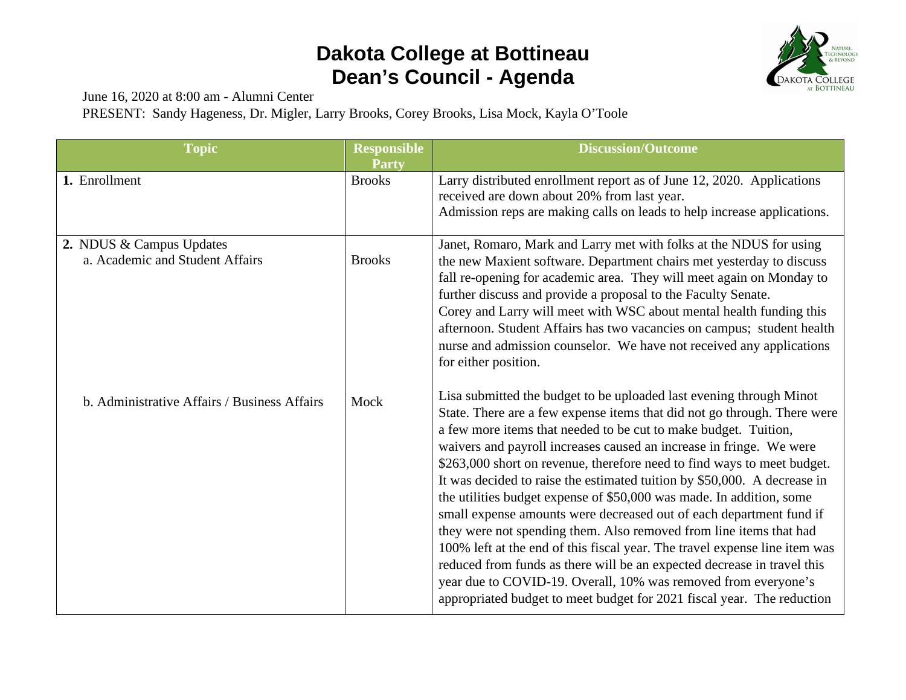# Dakota College at Bottineau
# Dean's Council - Agenda

June 16, 2020 at 8:00 am - Alumni Center

PRESENT: Sandy Hageness, Dr. Migler, Larry Brooks, Corey Brooks, Lisa Mock, Kayla O'Toole

| Topic | Responsible Party | Discussion/Outcome |
|---|---|---|
| **1.** Enrollment | Brooks | Larry distributed enrollment report as of June 12, 2020. Applications received are down about 20% from last year.<br>Admission reps are making calls on leads to help increase applications. |
| **2.** NDUS & Campus Updates<br>a. Academic and Student Affairs | Brooks | Janet, Romaro, Mark and Larry met with folks at the NDUS for using the new Maxient software. Department chairs met yesterday to discuss fall re-opening for academic area. They will meet again on Monday to further discuss and provide a proposal to the Faculty Senate.<br>Corey and Larry will meet with WSC about mental health funding this afternoon. Student Affairs has two vacancies on campus; student health nurse and admission counselor. We have not received any applications for either position. |
| b. Administrative Affairs / Business Affairs | Mock | Lisa submitted the budget to be uploaded last evening through Minot State. There are a few expense items that did not go through. There were a few more items that needed to be cut to make budget. Tuition, waivers and payroll increases caused an increase in fringe. We were \$263,000 short on revenue, therefore need to find ways to meet budget. It was decided to raise the estimated tuition by \$50,000. A decrease in the utilities budget expense of \$50,000 was made. In addition, some small expense amounts were decreased out of each department fund if they were not spending them. Also removed from line items that had 100% left at the end of this fiscal year. The travel expense line item was reduced from funds as there will be an expected decrease in travel this year due to COVID-19. Overall, 10% was removed from everyone's appropriated budget to meet budget for 2021 fiscal year. The reduction |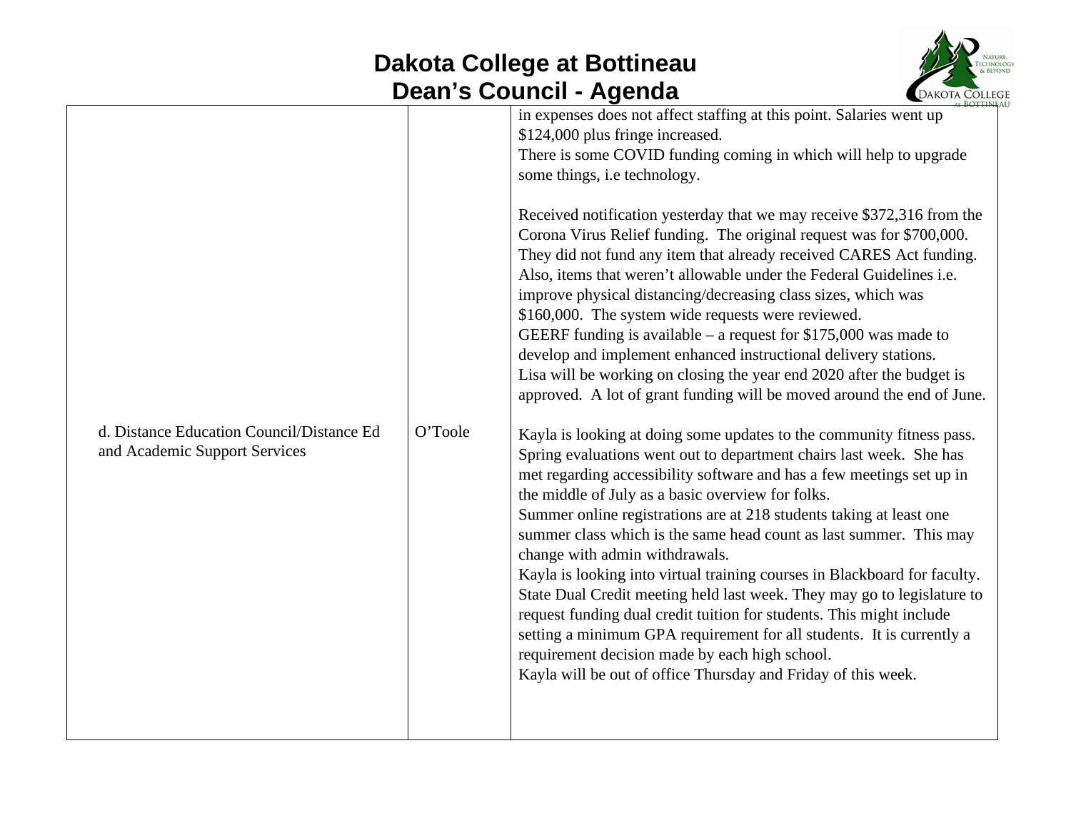# Dakota College at Bottineau
## Dean's Council - Agenda

| | | |
|---|---|---|
| | | in expenses does not affect staffing at this point. Salaries went up \$124,000 plus fringe increased.<br>There is some COVID funding coming in which will help to upgrade some things, i.e technology.<br><br>Received notification yesterday that we may receive \$372,316 from the Corona Virus Relief funding. The original request was for \$700,000. They did not fund any item that already received CARES Act funding. Also, items that weren't allowable under the Federal Guidelines i.e. improve physical distancing/decreasing class sizes, which was \$160,000. The system wide requests were reviewed.<br>GEERF funding is available – a request for \$175,000 was made to develop and implement enhanced instructional delivery stations.<br>Lisa will be working on closing the year end 2020 after the budget is approved. A lot of grant funding will be moved around the end of June. |
| d. Distance Education Council/Distance Ed and Academic Support Services | O'Toole | Kayla is looking at doing some updates to the community fitness pass. Spring evaluations went out to department chairs last week. She has met regarding accessibility software and has a few meetings set up in the middle of July as a basic overview for folks.<br>Summer online registrations are at 218 students taking at least one summer class which is the same head count as last summer. This may change with admin withdrawals.<br>Kayla is looking into virtual training courses in Blackboard for faculty.<br>State Dual Credit meeting held last week. They may go to legislature to request funding dual credit tuition for students. This might include setting a minimum GPA requirement for all students. It is currently a requirement decision made by each high school.<br>Kayla will be out of office Thursday and Friday of this week. |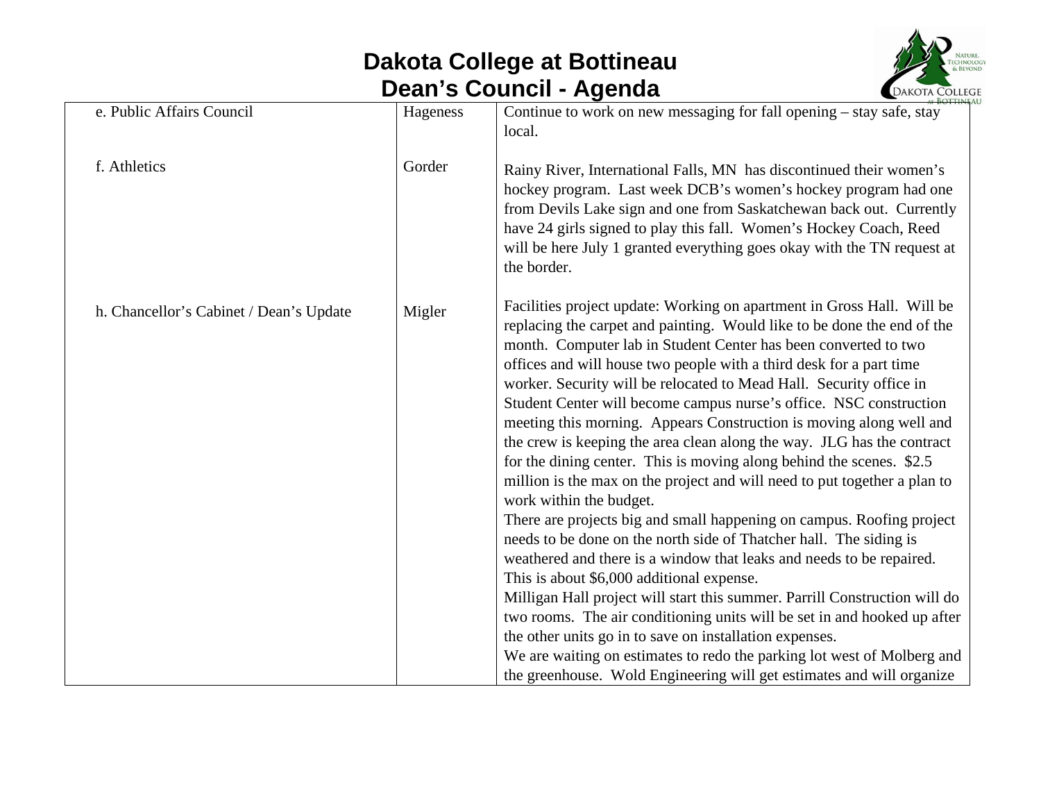# Dakota College at Bottineau
## Dean's Council - Agenda

| | | |
|---|---|---|
| e. Public Affairs Council | Hageness | Continue to work on new messaging for fall opening – stay safe, stay local. |
| f. Athletics | Gorder | Rainy River, International Falls, MN has discontinued their women's hockey program. Last week DCB's women's hockey program had one from Devils Lake sign and one from Saskatchewan back out. Currently have 24 girls signed to play this fall. Women's Hockey Coach, Reed will be here July 1 granted everything goes okay with the TN request at the border. |
| h. Chancellor's Cabinet / Dean's Update | Migler | Facilities project update: Working on apartment in Gross Hall. Will be replacing the carpet and painting. Would like to be done the end of the month. Computer lab in Student Center has been converted to two offices and will house two people with a third desk for a part time worker. Security will be relocated to Mead Hall. Security office in Student Center will become campus nurse's office. NSC construction meeting this morning. Appears Construction is moving along well and the crew is keeping the area clean along the way. JLG has the contract for the dining center. This is moving along behind the scenes. \$2.5 million is the max on the project and will need to put together a plan to work within the budget.<br>There are projects big and small happening on campus. Roofing project needs to be done on the north side of Thatcher hall. The siding is weathered and there is a window that leaks and needs to be repaired. This is about \$6,000 additional expense.<br>Milligan Hall project will start this summer. Parrill Construction will do two rooms. The air conditioning units will be set in and hooked up after the other units go in to save on installation expenses.<br>We are waiting on estimates to redo the parking lot west of Molberg and the greenhouse. Wold Engineering will get estimates and will organize |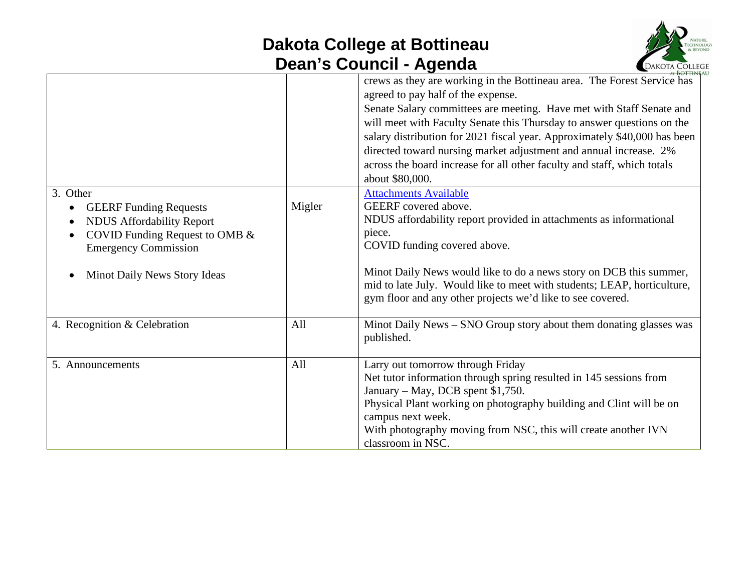# Dakota College at Bottineau
## Dean's Council - Agenda

| | | |
|---|---|---|
| | | crews as they are working in the Bottineau area. The Forest Service has agreed to pay half of the expense.<br>Senate Salary committees are meeting. Have met with Staff Senate and will meet with Faculty Senate this Thursday to answer questions on the salary distribution for 2021 fiscal year. Approximately $40,000 has been directed toward nursing market adjustment and annual increase. 2% across the board increase for all other faculty and staff, which totals about $80,000. |
| 3. Other<br>• GEERF Funding Requests<br>• NDUS Affordability Report<br>• COVID Funding Request to OMB & Emergency Commission<br><br>• Minot Daily News Story Ideas | Migler | Attachments Available<br>GEERF covered above.<br>NDUS affordability report provided in attachments as informational piece.<br>COVID funding covered above.<br><br>Minot Daily News would like to do a news story on DCB this summer, mid to late July. Would like to meet with students; LEAP, horticulture, gym floor and any other projects we'd like to see covered. |
| 4. Recognition & Celebration | All | Minot Daily News – SNO Group story about them donating glasses was published. |
| 5. Announcements | All | Larry out tomorrow through Friday<br>Net tutor information through spring resulted in 145 sessions from January – May, DCB spent $1,750.<br>Physical Plant working on photography building and Clint will be on campus next week.<br>With photography moving from NSC, this will create another IVN classroom in NSC. |